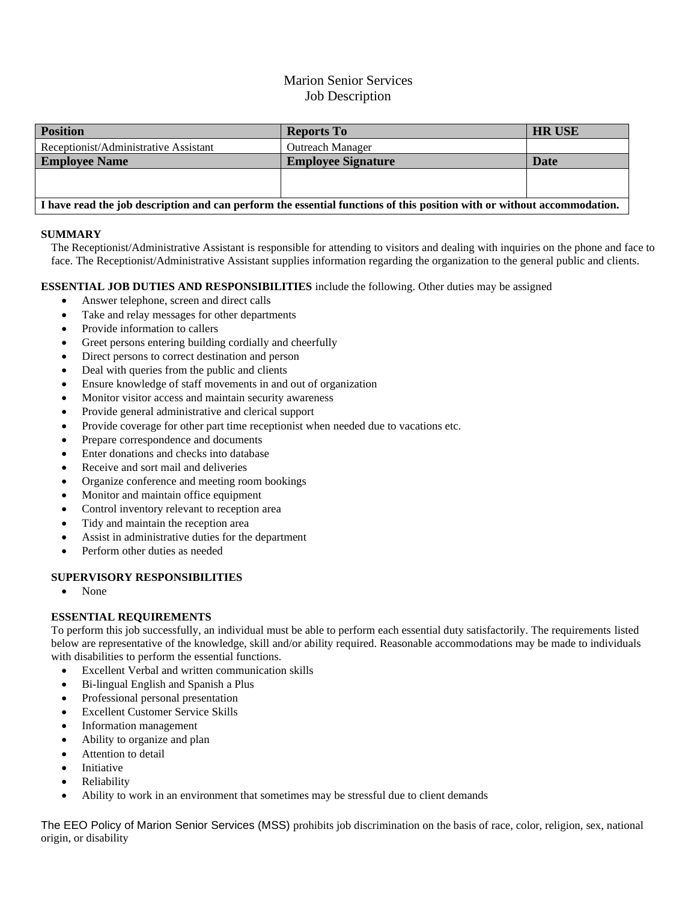# Marion Senior Services
## Job Description

| **Position** | **Reports To** | **HR USE** |
|---|---|---|
| Receptionist/Administrative Assistant | Outreach Manager | |
| **Employee Name** | **Employee Signature** | **Date** |
| | | |
| **I have read the job description and can perform the essential functions of this position with or without accommodation.** | | |

**SUMMARY**

The Receptionist/Administrative Assistant is responsible for attending to visitors and dealing with inquiries on the phone and face to face. The Receptionist/Administrative Assistant supplies information regarding the organization to the general public and clients.

**ESSENTIAL JOB DUTIES AND RESPONSIBILITIES** include the following. Other duties may be assigned

- Answer telephone, screen and direct calls
- Take and relay messages for other departments
- Provide information to callers
- Greet persons entering building cordially and cheerfully
- Direct persons to correct destination and person
- Deal with queries from the public and clients
- Ensure knowledge of staff movements in and out of organization
- Monitor visitor access and maintain security awareness
- Provide general administrative and clerical support
- Provide coverage for other part time receptionist when needed due to vacations etc.
- Prepare correspondence and documents
- Enter donations and checks into database
- Receive and sort mail and deliveries
- Organize conference and meeting room bookings
- Monitor and maintain office equipment
- Control inventory relevant to reception area
- Tidy and maintain the reception area
- Assist in administrative duties for the department
- Perform other duties as needed

**SUPERVISORY RESPONSIBILITIES**

- None

**ESSENTIAL REQUIREMENTS**

To perform this job successfully, an individual must be able to perform each essential duty satisfactorily. The requirements listed below are representative of the knowledge, skill and/or ability required. Reasonable accommodations may be made to individuals with disabilities to perform the essential functions.

- Excellent Verbal and written communication skills
- Bi-lingual English and Spanish a Plus
- Professional personal presentation
- Excellent Customer Service Skills
- Information management
- Ability to organize and plan
- Attention to detail
- Initiative
- Reliability
- Ability to work in an environment that sometimes may be stressful due to client demands

The EEO Policy of Marion Senior Services (MSS) prohibits job discrimination on the basis of race, color, religion, sex, national origin, or disability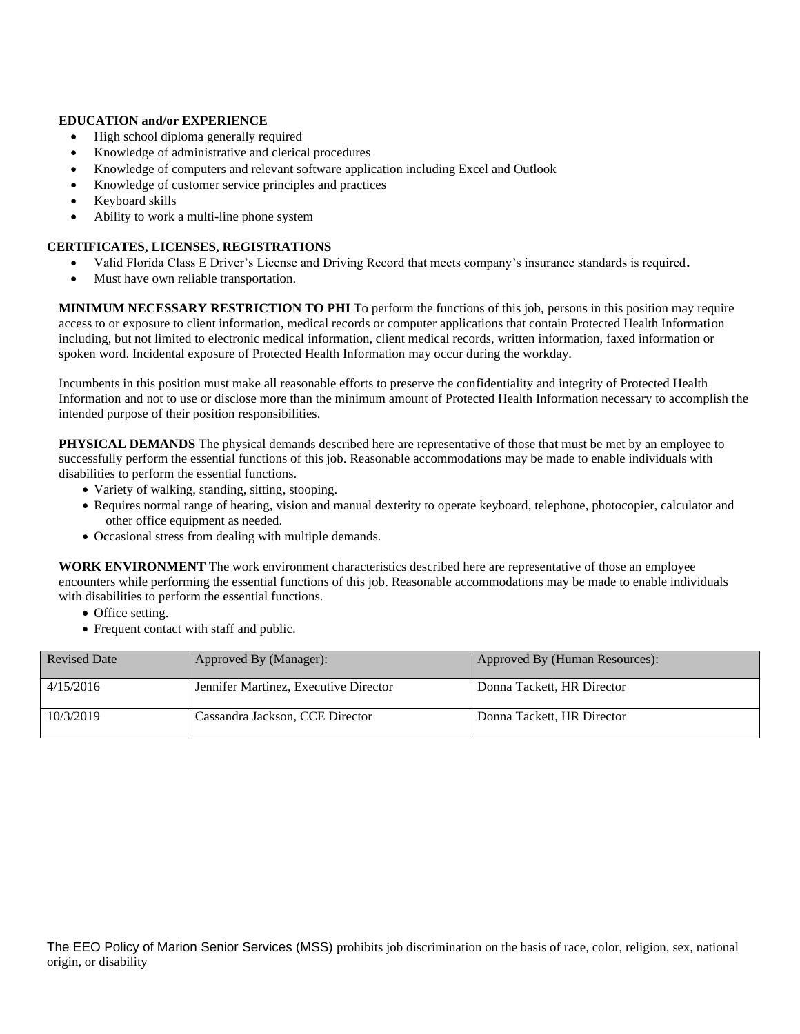**EDUCATION and/or EXPERIENCE**

- High school diploma generally required
- Knowledge of administrative and clerical procedures
- Knowledge of computers and relevant software application including Excel and Outlook
- Knowledge of customer service principles and practices
- Keyboard skills
- Ability to work a multi-line phone system

**CERTIFICATES, LICENSES, REGISTRATIONS**

- Valid Florida Class E Driver's License and Driving Record that meets company's insurance standards is required.
- Must have own reliable transportation.

**MINIMUM NECESSARY RESTRICTION TO PHI** To perform the functions of this job, persons in this position may require access to or exposure to client information, medical records or computer applications that contain Protected Health Information including, but not limited to electronic medical information, client medical records, written information, faxed information or spoken word. Incidental exposure of Protected Health Information may occur during the workday.

Incumbents in this position must make all reasonable efforts to preserve the confidentiality and integrity of Protected Health Information and not to use or disclose more than the minimum amount of Protected Health Information necessary to accomplish the intended purpose of their position responsibilities.

**PHYSICAL DEMANDS** The physical demands described here are representative of those that must be met by an employee to successfully perform the essential functions of this job. Reasonable accommodations may be made to enable individuals with disabilities to perform the essential functions.

- Variety of walking, standing, sitting, stooping.
- Requires normal range of hearing, vision and manual dexterity to operate keyboard, telephone, photocopier, calculator and other office equipment as needed.
- Occasional stress from dealing with multiple demands.

**WORK ENVIRONMENT** The work environment characteristics described here are representative of those an employee encounters while performing the essential functions of this job. Reasonable accommodations may be made to enable individuals with disabilities to perform the essential functions.

- Office setting.
- Frequent contact with staff and public.

| Revised Date | Approved By (Manager): | Approved By (Human Resources): |
|---|---|---|
| 4/15/2016 | Jennifer Martinez, Executive Director | Donna Tackett, HR Director |
| 10/3/2019 | Cassandra Jackson, CCE Director | Donna Tackett, HR Director |

The EEO Policy of Marion Senior Services (MSS) prohibits job discrimination on the basis of race, color, religion, sex, national origin, or disability